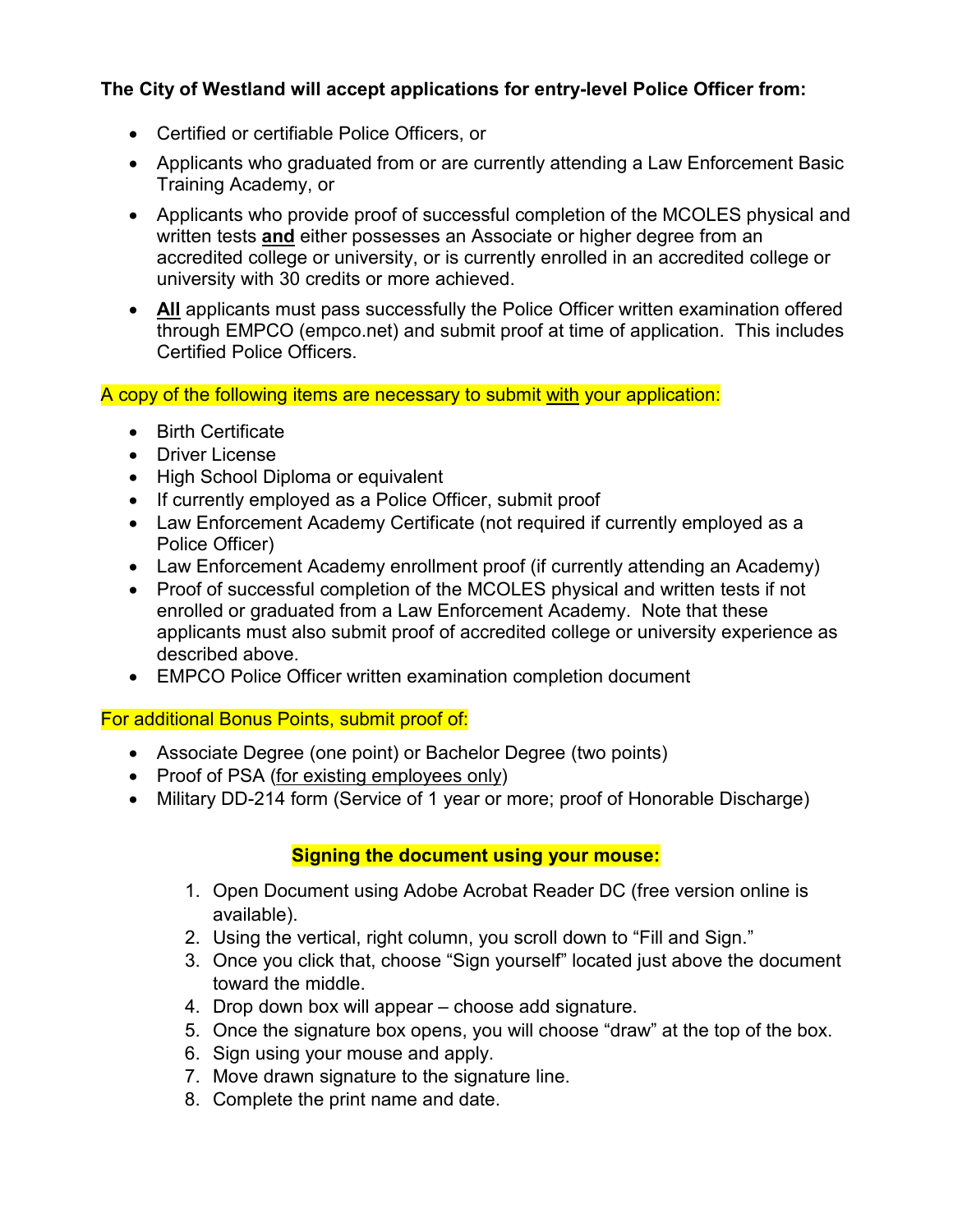**The City of Westland will accept applications for entry-level Police Officer from:**

- Certified or certifiable Police Officers, or
- Applicants who graduated from or are currently attending a Law Enforcement Basic Training Academy, or
- Applicants who provide proof of successful completion of the MCOLES physical and written tests **and** either possesses an Associate or higher degree from an accredited college or university, or is currently enrolled in an accredited college or university with 30 credits or more achieved.
- **All** applicants must pass successfully the Police Officer written examination offered through EMPCO (empco.net) and submit proof at time of application. This includes Certified Police Officers.

A copy of the following items are necessary to submit with your application:

- Birth Certificate
- Driver License
- High School Diploma or equivalent
- If currently employed as a Police Officer, submit proof
- Law Enforcement Academy Certificate (not required if currently employed as a Police Officer)
- Law Enforcement Academy enrollment proof (if currently attending an Academy)
- Proof of successful completion of the MCOLES physical and written tests if not enrolled or graduated from a Law Enforcement Academy. Note that these applicants must also submit proof of accredited college or university experience as described above.
- EMPCO Police Officer written examination completion document

For additional Bonus Points, submit proof of:

- Associate Degree (one point) or Bachelor Degree (two points)
- Proof of PSA (for existing employees only)
- Military DD-214 form (Service of 1 year or more; proof of Honorable Discharge)

**Signing the document using your mouse:**

1. Open Document using Adobe Acrobat Reader DC (free version online is available).
2. Using the vertical, right column, you scroll down to "Fill and Sign."
3. Once you click that, choose "Sign yourself" located just above the document toward the middle.
4. Drop down box will appear – choose add signature.
5. Once the signature box opens, you will choose "draw" at the top of the box.
6. Sign using your mouse and apply.
7. Move drawn signature to the signature line.
8. Complete the print name and date.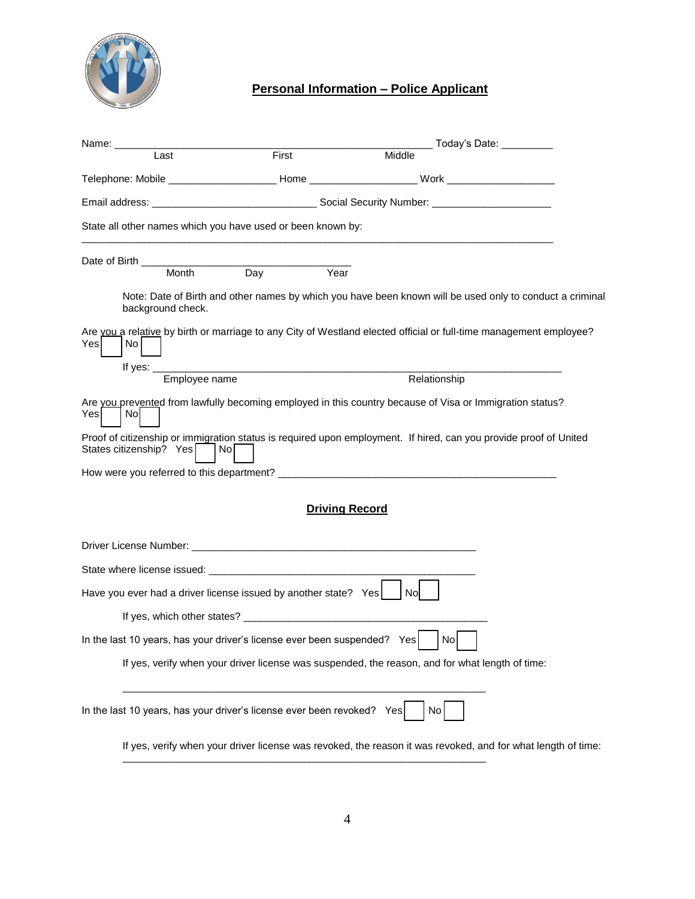## Personal Information – Police Applicant

Name: ___________________________________________________________ Today's Date: _________
Last First Middle

Telephone: Mobile ___________________ Home ___________________ Work ___________________

Email address: _____________________________ Social Security Number: _____________________

State all other names which you have used or been known by:

_________________________________________________________________________________________

Date of Birth ____________________________________
Month Day Year

Note: Date of Birth and other names by which you have been known will be used only to conduct a criminal background check.

Are you a relative by birth or marriage to any City of Westland elected official or full-time management employee?
Yes ☐ No ☐

If yes: ___________________________________________________________________________
Employee name Relationship

Are you prevented from lawfully becoming employed in this country because of Visa or Immigration status?
Yes ☐ No ☐

Proof of citizenship or immigration status is required upon employment. If hired, can you provide proof of United States citizenship? Yes ☐ No ☐

How were you referred to this department? ___________________________________________________

## Driving Record

Driver License Number: _____________________________________________________

State where license issued: __________________________________________________

Have you ever had a driver license issued by another state? Yes ☐ No ☐

If yes, which other states? ____________________________________________

In the last 10 years, has your driver's license ever been suspended? Yes ☐ No ☐

If yes, verify when your driver license was suspended, the reason, and for what length of time:

_________________________________________________________________

In the last 10 years, has your driver's license ever been revoked? Yes ☐ No ☐

If yes, verify when your driver license was revoked, the reason it was revoked, and for what length of time:
_________________________________________________________________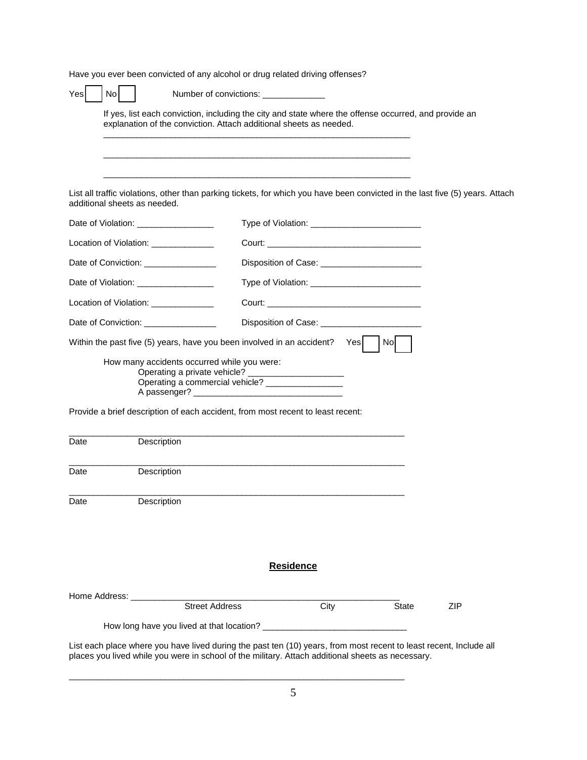Have you ever been convicted of any alcohol or drug related driving offenses?

Yes ☐ No ☐ Number of convictions: _____________

If yes, list each conviction, including the city and state where the offense occurred, and provide an explanation of the conviction. Attach additional sheets as needed.

_______________________________________________________________

_______________________________________________________________

_______________________________________________________________

List all traffic violations, other than parking tickets, for which you have been convicted in the last five (5) years. Attach additional sheets as needed.

Date of Violation: ________________ Type of Violation: _______________________

Location of Violation: _____________ Court: _________________________________

Date of Conviction: _______________ Disposition of Case: _____________________

Date of Violation: ________________ Type of Violation: _______________________

Location of Violation: _____________ Court: _________________________________

Date of Conviction: _______________ Disposition of Case: _____________________

Within the past five (5) years, have you been involved in an accident? Yes ☐ No ☐

How many accidents occurred while you were:
- Operating a private vehicle? ____________________
- Operating a commercial vehicle? ________________
- A passenger? ______________________________

Provide a brief description of each accident, from most recent to least recent:

_______________________________________________________________
Date Description

_______________________________________________________________
Date Description

_______________________________________________________________
Date Description

## Residence

Home Address: _______________________________________________________
Street Address City State ZIP

How long have you lived at that location? _____________________________

List each place where you have lived during the past ten (10) years, from most recent to least recent, Include all places you lived while you were in school of the military. Attach additional sheets as necessary.

_______________________________________________________________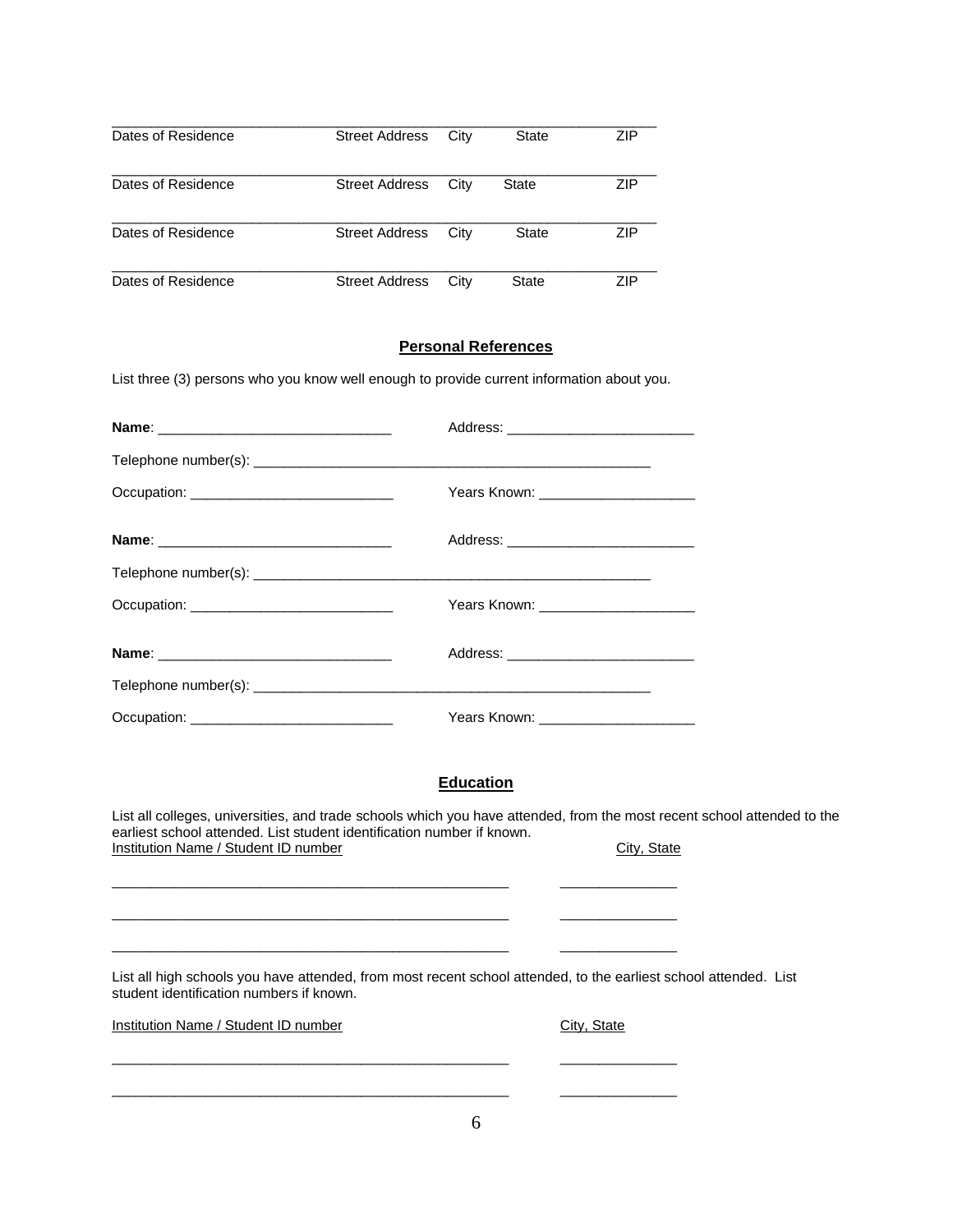\_\_\_\_\_\_\_\_\_\_\_\_\_\_\_\_\_\_\_\_\_\_\_\_\_\_\_\_\_\_\_\_\_\_\_\_\_\_\_\_\_\_\_\_\_\_\_\_\_\_\_\_\_\_\_\_\_\_\_\_\_\_\_\_
Dates of Residence     Street Address     City     State     ZIP

\_\_\_\_\_\_\_\_\_\_\_\_\_\_\_\_\_\_\_\_\_\_\_\_\_\_\_\_\_\_\_\_\_\_\_\_\_\_\_\_\_\_\_\_\_\_\_\_\_\_\_\_\_\_\_\_\_\_\_\_\_\_\_\_
Dates of Residence     Street Address     City     State     ZIP

\_\_\_\_\_\_\_\_\_\_\_\_\_\_\_\_\_\_\_\_\_\_\_\_\_\_\_\_\_\_\_\_\_\_\_\_\_\_\_\_\_\_\_\_\_\_\_\_\_\_\_\_\_\_\_\_\_\_\_\_\_\_\_\_
Dates of Residence     Street Address     City     State     ZIP

\_\_\_\_\_\_\_\_\_\_\_\_\_\_\_\_\_\_\_\_\_\_\_\_\_\_\_\_\_\_\_\_\_\_\_\_\_\_\_\_\_\_\_\_\_\_\_\_\_\_\_\_\_\_\_\_\_\_\_\_\_\_\_\_
Dates of Residence     Street Address     City     State     ZIP

## Personal References

List three (3) persons who you know well enough to provide current information about you.

**Name**: \_\_\_\_\_\_\_\_\_\_\_\_\_\_\_\_\_\_\_\_\_\_\_\_\_\_\_\_\_\_     Address: \_\_\_\_\_\_\_\_\_\_\_\_\_\_\_\_\_\_\_\_\_\_\_\_

Telephone number(s): \_\_\_\_\_\_\_\_\_\_\_\_\_\_\_\_\_\_\_\_\_\_\_\_\_\_\_\_\_\_\_\_\_\_\_\_\_\_\_\_\_\_\_\_\_\_\_\_\_\_\_\_

Occupation: \_\_\_\_\_\_\_\_\_\_\_\_\_\_\_\_\_\_\_\_\_\_\_\_\_\_     Years Known: \_\_\_\_\_\_\_\_\_\_\_\_\_\_\_\_\_\_\_\_

**Name**: \_\_\_\_\_\_\_\_\_\_\_\_\_\_\_\_\_\_\_\_\_\_\_\_\_\_\_\_\_\_     Address: \_\_\_\_\_\_\_\_\_\_\_\_\_\_\_\_\_\_\_\_\_\_\_\_

Telephone number(s): \_\_\_\_\_\_\_\_\_\_\_\_\_\_\_\_\_\_\_\_\_\_\_\_\_\_\_\_\_\_\_\_\_\_\_\_\_\_\_\_\_\_\_\_\_\_\_\_\_\_\_\_

Occupation: \_\_\_\_\_\_\_\_\_\_\_\_\_\_\_\_\_\_\_\_\_\_\_\_\_\_     Years Known: \_\_\_\_\_\_\_\_\_\_\_\_\_\_\_\_\_\_\_\_

**Name**: \_\_\_\_\_\_\_\_\_\_\_\_\_\_\_\_\_\_\_\_\_\_\_\_\_\_\_\_\_\_     Address: \_\_\_\_\_\_\_\_\_\_\_\_\_\_\_\_\_\_\_\_\_\_\_\_

Telephone number(s): \_\_\_\_\_\_\_\_\_\_\_\_\_\_\_\_\_\_\_\_\_\_\_\_\_\_\_\_\_\_\_\_\_\_\_\_\_\_\_\_\_\_\_\_\_\_\_\_\_\_\_\_

Occupation: \_\_\_\_\_\_\_\_\_\_\_\_\_\_\_\_\_\_\_\_\_\_\_\_\_\_     Years Known: \_\_\_\_\_\_\_\_\_\_\_\_\_\_\_\_\_\_\_\_

## Education

List all colleges, universities, and trade schools which you have attended, from the most recent school attended to the earliest school attended. List student identification number if known.

| Institution Name / Student ID number | City, State |
|---|---|
| \_\_\_\_\_\_\_\_\_\_\_\_\_\_\_\_\_\_\_\_\_\_\_\_\_\_\_\_\_\_\_\_\_\_\_\_\_\_\_\_\_\_\_\_\_\_\_\_\_\_ | \_\_\_\_\_\_\_\_\_\_\_\_\_\_\_ |
| \_\_\_\_\_\_\_\_\_\_\_\_\_\_\_\_\_\_\_\_\_\_\_\_\_\_\_\_\_\_\_\_\_\_\_\_\_\_\_\_\_\_\_\_\_\_\_\_\_\_ | \_\_\_\_\_\_\_\_\_\_\_\_\_\_\_ |
| \_\_\_\_\_\_\_\_\_\_\_\_\_\_\_\_\_\_\_\_\_\_\_\_\_\_\_\_\_\_\_\_\_\_\_\_\_\_\_\_\_\_\_\_\_\_\_\_\_\_ | \_\_\_\_\_\_\_\_\_\_\_\_\_\_\_ |

List all high schools you have attended, from most recent school attended, to the earliest school attended. List student identification numbers if known.

| Institution Name / Student ID number | City, State |
|---|---|
| \_\_\_\_\_\_\_\_\_\_\_\_\_\_\_\_\_\_\_\_\_\_\_\_\_\_\_\_\_\_\_\_\_\_\_\_\_\_\_\_\_\_\_\_\_\_\_\_\_\_ | \_\_\_\_\_\_\_\_\_\_\_\_\_\_\_ |
| \_\_\_\_\_\_\_\_\_\_\_\_\_\_\_\_\_\_\_\_\_\_\_\_\_\_\_\_\_\_\_\_\_\_\_\_\_\_\_\_\_\_\_\_\_\_\_\_\_\_ | \_\_\_\_\_\_\_\_\_\_\_\_\_\_\_ |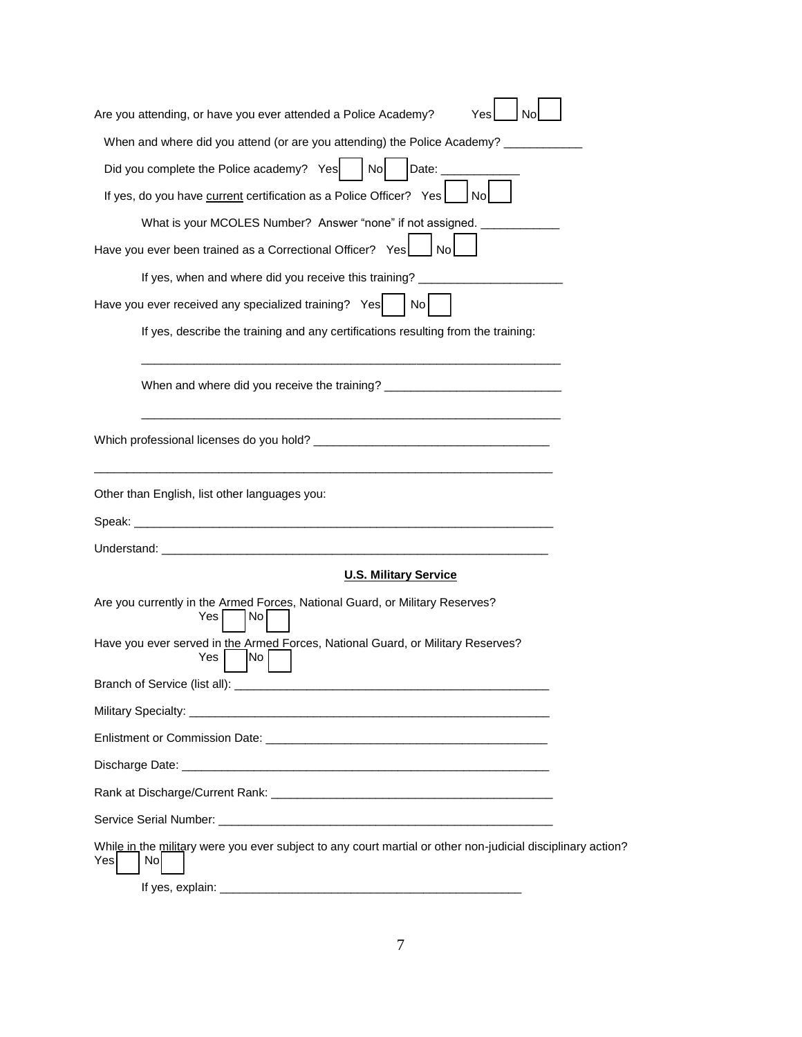Are you attending, or have you ever attended a Police Academy? Yes ☐ No ☐

When and where did you attend (or are you attending) the Police Academy? ____________

Did you complete the Police academy? Yes ☐ No ☐ Date: ____________

If yes, do you have current certification as a Police Officer? Yes ☐ No ☐

What is your MCOLES Number? Answer "none" if not assigned. ____________

Have you ever been trained as a Correctional Officer? Yes ☐ No ☐

If yes, when and where did you receive this training? ______________________

Have you ever received any specialized training? Yes ☐ No ☐

If yes, describe the training and any certifications resulting from the training:

_________________________________________________________________

When and where did you receive the training? ___________________________

_________________________________________________________________

Which professional licenses do you hold? ___________________________________

_________________________________________________________________________

Other than English, list other languages you:

Speak: ___________________________________________________________________

Understand: ______________________________________________________________

## U.S. Military Service

Are you currently in the Armed Forces, National Guard, or Military Reserves?
Yes ☐ No ☐

Have you ever served in the Armed Forces, National Guard, or Military Reserves?
Yes ☐ No ☐

Branch of Service (list all): ___________________________________________________

Military Specialty: _________________________________________________________

Enlistment or Commission Date: ______________________________________________

Discharge Date: ___________________________________________________________

Rank at Discharge/Current Rank: ______________________________________________

Service Serial Number: _____________________________________________________

While in the military were you ever subject to any court martial or other non-judicial disciplinary action?
Yes ☐ No ☐

If yes, explain: _______________________________________________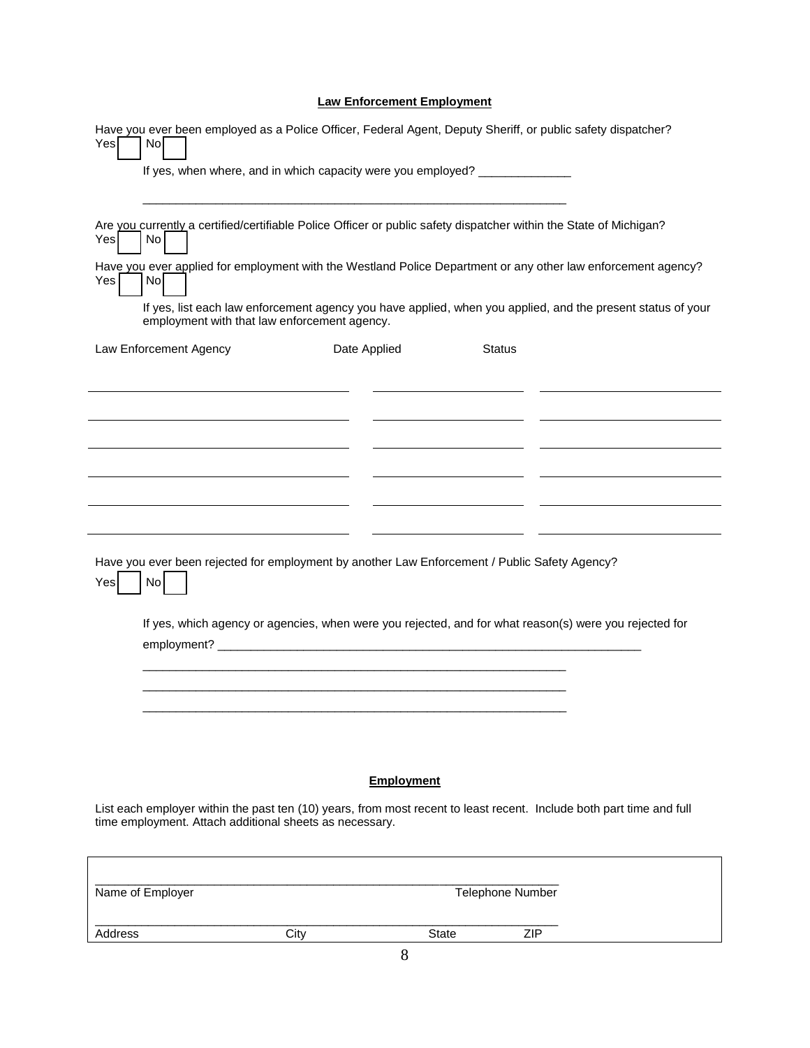### Law Enforcement Employment

Have you ever been employed as a Police Officer, Federal Agent, Deputy Sheriff, or public safety dispatcher?
Yes ☐ No ☐

If yes, when where, and in which capacity were you employed? ______________

_________________________________________________________________

Are you currently a certified/certifiable Police Officer or public safety dispatcher within the State of Michigan?
Yes ☐ No ☐

Have you ever applied for employment with the Westland Police Department or any other law enforcement agency?
Yes ☐ No ☐

If yes, list each law enforcement agency you have applied, when you applied, and the present status of your employment with that law enforcement agency.

| Law Enforcement Agency | Date Applied | Status |
|---|---|---|
| | | |
| | | |
| | | |
| | | |
| | | |
| | | |

Have you ever been rejected for employment by another Law Enforcement / Public Safety Agency?
Yes ☐ No ☐

If yes, which agency or agencies, when were you rejected, and for what reason(s) were you rejected for employment? _________________________________________________________________

_________________________________________________________________

_________________________________________________________________

_________________________________________________________________

### Employment

List each employer within the past ten (10) years, from most recent to least recent. Include both part time and full time employment. Attach additional sheets as necessary.

_________________________________________________________________
Name of Employer Telephone Number

_________________________________________________________________
Address City State ZIP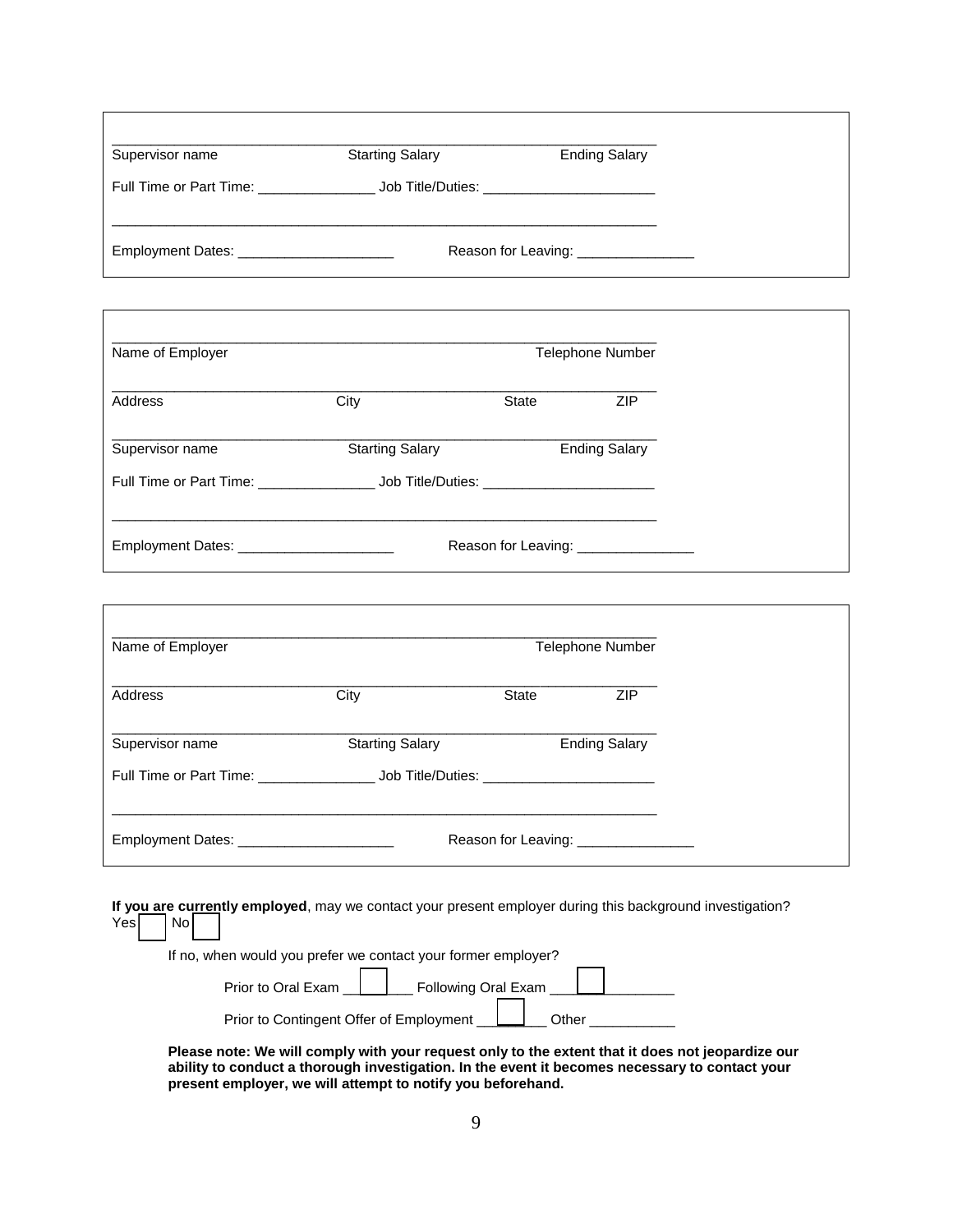\_\_\_\_\_\_\_\_\_\_\_\_\_\_\_\_\_\_\_\_\_\_\_\_\_\_\_\_\_\_\_\_\_\_\_\_\_\_\_\_\_\_\_\_\_\_\_\_\_\_\_\_\_\_\_\_\_\_\_\_\_\_\_\_\_\_\_\_

Supervisor name                    Starting Salary                    Ending Salary

Full Time or Part Time: _______________ Job Title/Duties: ______________________

______________________________________________________________________

Employment Dates: ____________________          Reason for Leaving: _______________

---

______________________________________________________________________

Name of Employer                                                                    Telephone Number

______________________________________________________________________

Address                    City                    State                    ZIP

______________________________________________________________________

Supervisor name                    Starting Salary                    Ending Salary

Full Time or Part Time: _______________ Job Title/Duties: ______________________

______________________________________________________________________

Employment Dates: ____________________          Reason for Leaving: _______________

---

______________________________________________________________________

Name of Employer                                                                    Telephone Number

______________________________________________________________________

Address                    City                    State                    ZIP

______________________________________________________________________

Supervisor name                    Starting Salary                    Ending Salary

Full Time or Part Time: _______________ Job Title/Duties: ______________________

______________________________________________________________________

Employment Dates: ____________________          Reason for Leaving: _______________

---

**If you are currently employed**, may we contact your present employer during this background investigation?
Yes ☐ No ☐

If no, when would you prefer we contact your former employer?

Prior to Oral Exam ☐ Following Oral Exam ☐

Prior to Contingent Offer of Employment ☐ Other ___________

**Please note: We will comply with your request only to the extent that it does not jeopardize our ability to conduct a thorough investigation. In the event it becomes necessary to contact your present employer, we will attempt to notify you beforehand.**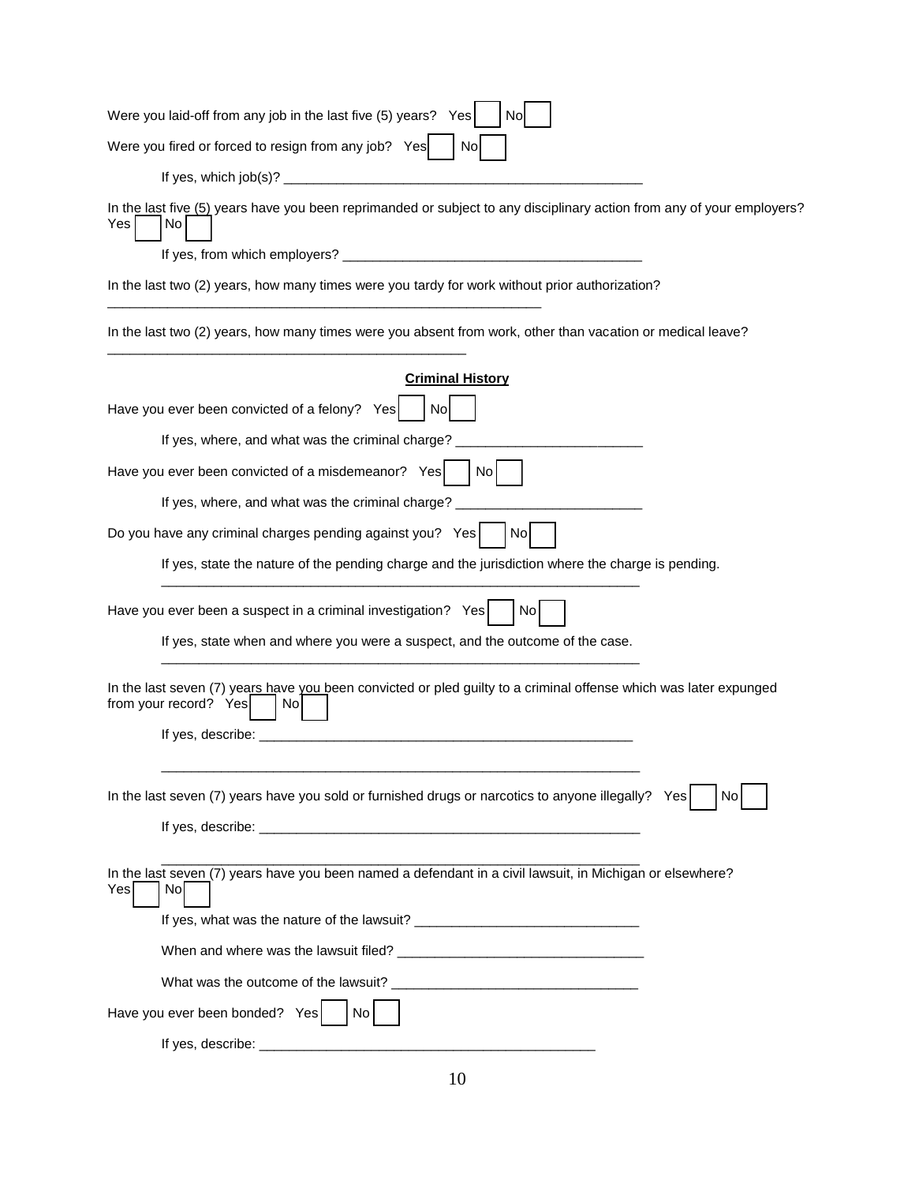Were you laid-off from any job in the last five (5) years? Yes ☐ No ☐

Were you fired or forced to resign from any job? Yes ☐ No ☐

If yes, which job(s)? ______________________________________________

In the last five (5) years have you been reprimanded or subject to any disciplinary action from any of your employers? Yes ☐ No ☐

If yes, from which employers? ______________________________________

In the last two (2) years, how many times were you tardy for work without prior authorization?

___________________________________________________________

In the last two (2) years, how many times were you absent from work, other than vacation or medical leave?

_______________________________________________

**Criminal History**

Have you ever been convicted of a felony? Yes ☐ No ☐

If yes, where, and what was the criminal charge? _______________________

Have you ever been convicted of a misdemeanor? Yes ☐ No ☐

If yes, where, and what was the criminal charge? _______________________

Do you have any criminal charges pending against you? Yes ☐ No ☐

If yes, state the nature of the pending charge and the jurisdiction where the charge is pending.

_______________________________________________________________

Have you ever been a suspect in a criminal investigation? Yes ☐ No ☐

If yes, state when and where you were a suspect, and the outcome of the case.

_______________________________________________________________

In the last seven (7) years have you been convicted or pled guilty to a criminal offense which was later expunged from your record? Yes ☐ No ☐

If yes, describe: _________________________________________________

_______________________________________________________________

In the last seven (7) years have you sold or furnished drugs or narcotics to anyone illegally? Yes ☐ No ☐

If yes, describe: _________________________________________________

_______________________________________________________________

In the last seven (7) years have you been named a defendant in a civil lawsuit, in Michigan or elsewhere? Yes ☐ No ☐

If yes, what was the nature of the lawsuit? ____________________________

When and where was the lawsuit filed? ________________________________

What was the outcome of the lawsuit? ________________________________

Have you ever been bonded? Yes ☐ No ☐

If yes, describe: ____________________________________________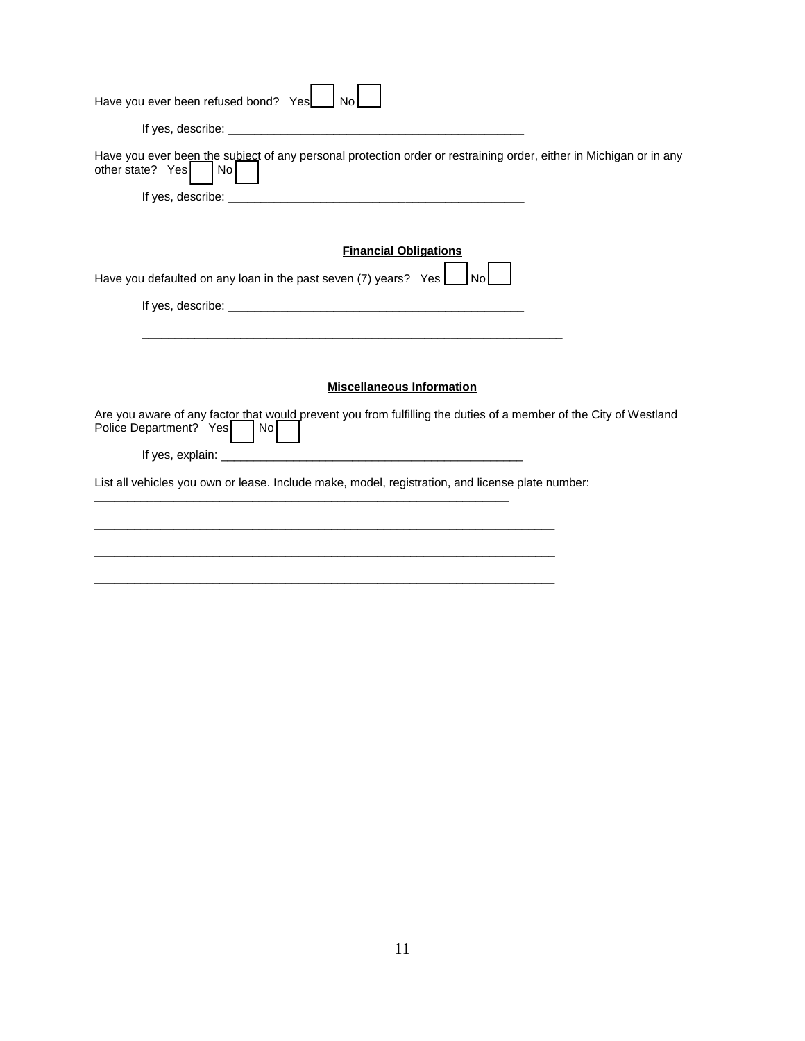Have you ever been refused bond? Yes ☐ No ☐

If yes, describe: _______________________________________________

Have you ever been the subject of any personal protection order or restraining order, either in Michigan or in any other state? Yes ☐ No ☐

If yes, describe: _______________________________________________

**Financial Obligations**

Have you defaulted on any loan in the past seven (7) years? Yes ☐ No ☐

If yes, describe: _______________________________________________

___________________________________________________________________

**Miscellaneous Information**

Are you aware of any factor that would prevent you from fulfilling the duties of a member of the City of Westland Police Department? Yes ☐ No ☐

If yes, explain: _______________________________________________

List all vehicles you own or lease. Include make, model, registration, and license plate number:

___________________________________________________________________

___________________________________________________________________

___________________________________________________________________

___________________________________________________________________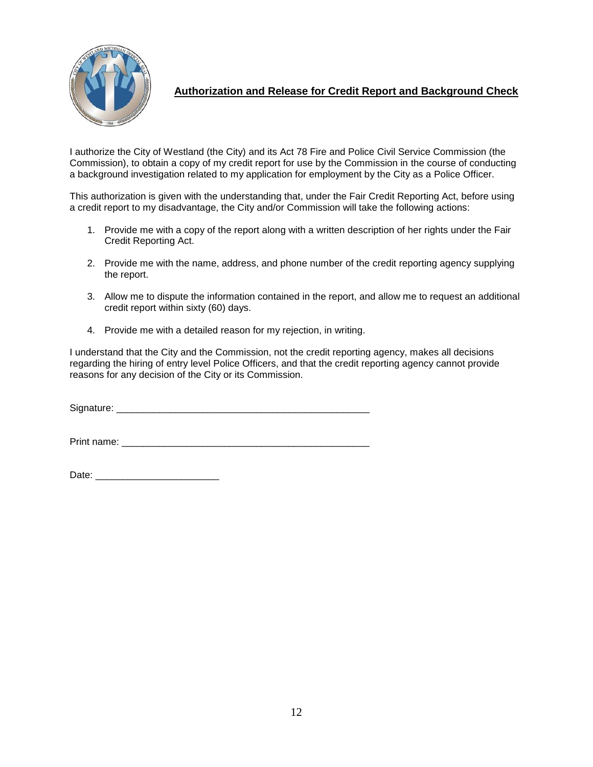## **Authorization and Release for Credit Report and Background Check**

I authorize the City of Westland (the City) and its Act 78 Fire and Police Civil Service Commission (the Commission), to obtain a copy of my credit report for use by the Commission in the course of conducting a background investigation related to my application for employment by the City as a Police Officer.

This authorization is given with the understanding that, under the Fair Credit Reporting Act, before using a credit report to my disadvantage, the City and/or Commission will take the following actions:

1. Provide me with a copy of the report along with a written description of her rights under the Fair Credit Reporting Act.

2. Provide me with the name, address, and phone number of the credit reporting agency supplying the report.

3. Allow me to dispute the information contained in the report, and allow me to request an additional credit report within sixty (60) days.

4. Provide me with a detailed reason for my rejection, in writing.

I understand that the City and the Commission, not the credit reporting agency, makes all decisions regarding the hiring of entry level Police Officers, and that the credit reporting agency cannot provide reasons for any decision of the City or its Commission.

Signature: ________________________________________________

Print name: _______________________________________________

Date: _______________________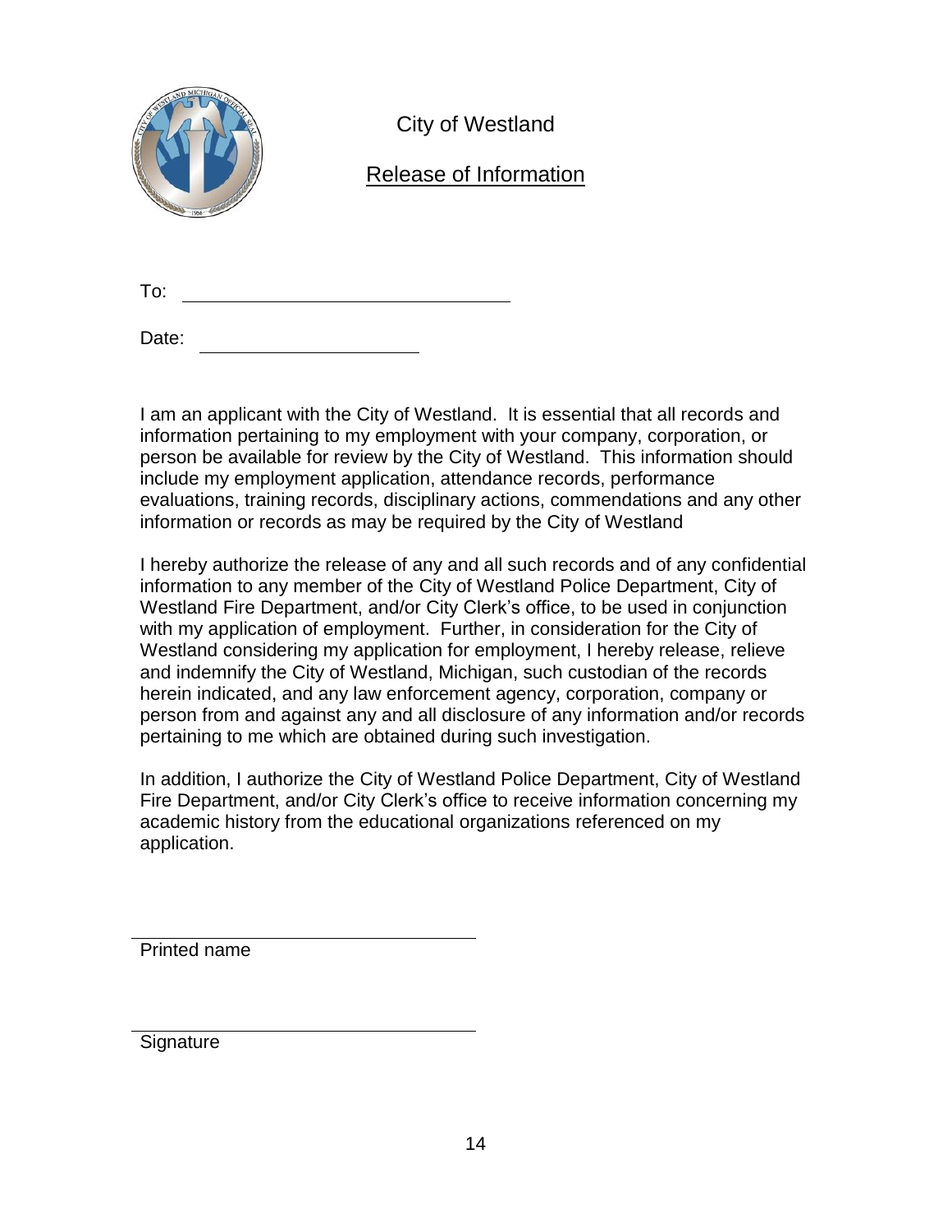City of Westland

## Release of Information

To: ____________________________

Date: ____________________

I am an applicant with the City of Westland. It is essential that all records and information pertaining to my employment with your company, corporation, or person be available for review by the City of Westland. This information should include my employment application, attendance records, performance evaluations, training records, disciplinary actions, commendations and any other information or records as may be required by the City of Westland

I hereby authorize the release of any and all such records and of any confidential information to any member of the City of Westland Police Department, City of Westland Fire Department, and/or City Clerk's office, to be used in conjunction with my application of employment. Further, in consideration for the City of Westland considering my application for employment, I hereby release, relieve and indemnify the City of Westland, Michigan, such custodian of the records herein indicated, and any law enforcement agency, corporation, company or person from and against any and all disclosure of any information and/or records pertaining to me which are obtained during such investigation.

In addition, I authorize the City of Westland Police Department, City of Westland Fire Department, and/or City Clerk's office to receive information concerning my academic history from the educational organizations referenced on my application.

________________________________
Printed name

________________________________
Signature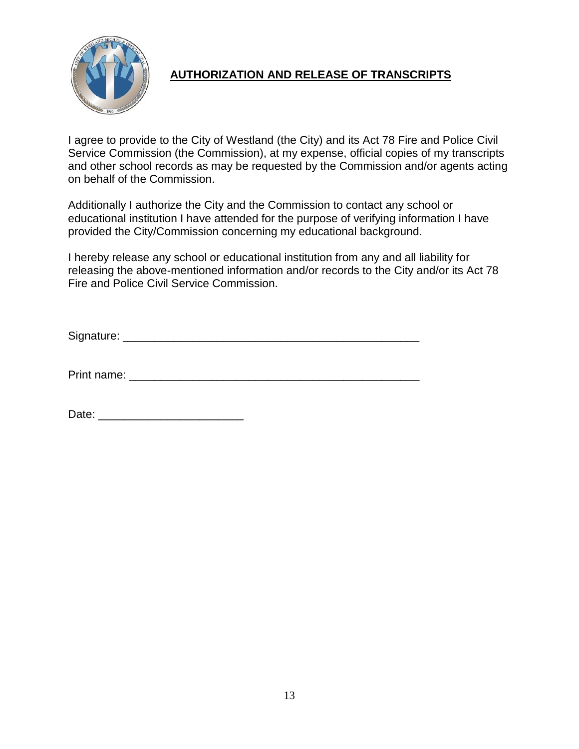## AUTHORIZATION AND RELEASE OF TRANSCRIPTS

I agree to provide to the City of Westland (the City) and its Act 78 Fire and Police Civil Service Commission (the Commission), at my expense, official copies of my transcripts and other school records as may be requested by the Commission and/or agents acting on behalf of the Commission.

Additionally I authorize the City and the Commission to contact any school or educational institution I have attended for the purpose of verifying information I have provided the City/Commission concerning my educational background.

I hereby release any school or educational institution from any and all liability for releasing the above-mentioned information and/or records to the City and/or its Act 78 Fire and Police Civil Service Commission.

Signature: ______________________________________________

Print name: ______________________________________________

Date: _______________________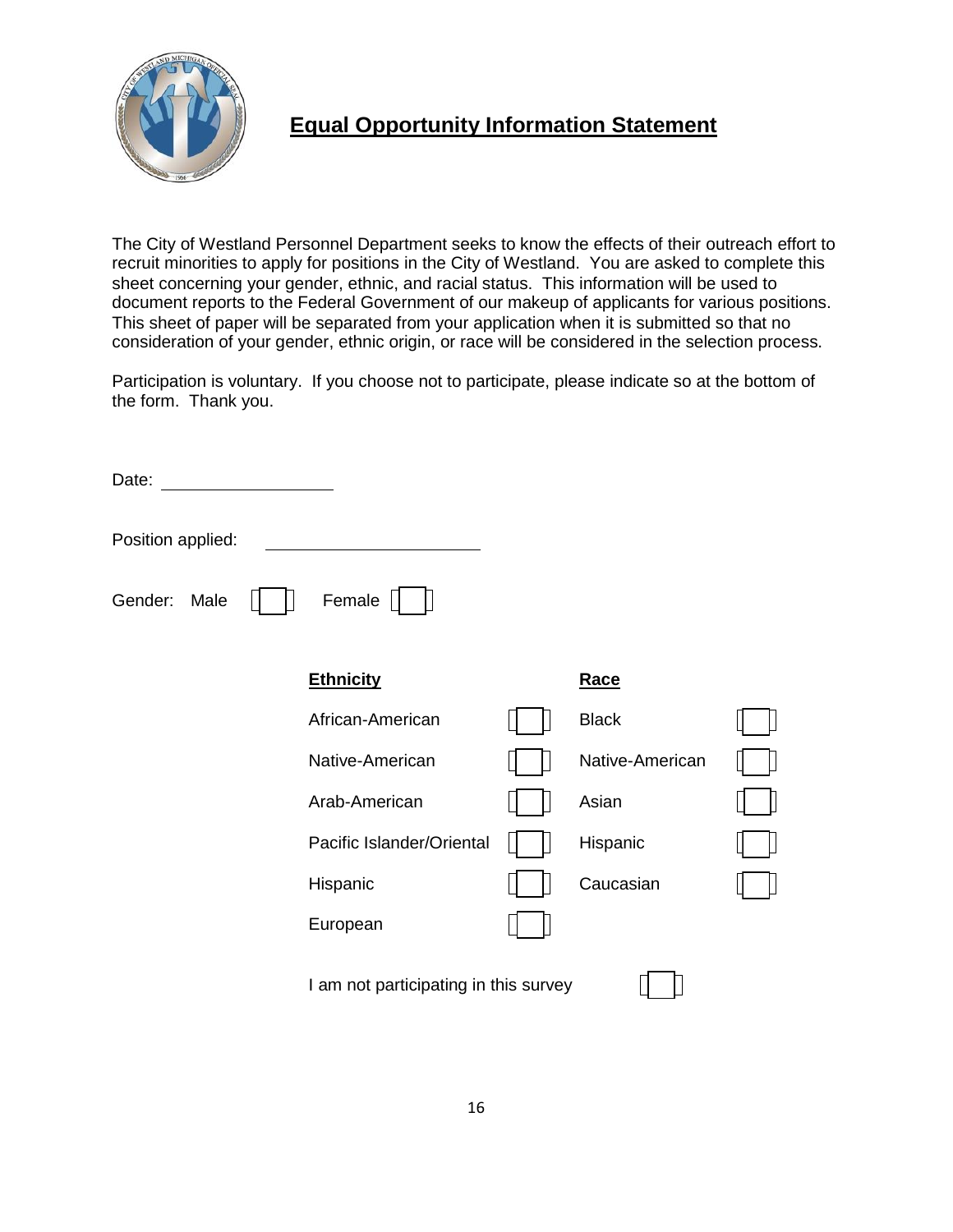# Equal Opportunity Information Statement

The City of Westland Personnel Department seeks to know the effects of their outreach effort to recruit minorities to apply for positions in the City of Westland. You are asked to complete this sheet concerning your gender, ethnic, and racial status. This information will be used to document reports to the Federal Government of our makeup of applicants for various positions. This sheet of paper will be separated from your application when it is submitted so that no consideration of your gender, ethnic origin, or race will be considered in the selection process.

Participation is voluntary. If you choose not to participate, please indicate so at the bottom of the form. Thank you.

Date: ____________________

Position applied: ________________________

Gender: Male ☐ Female ☐

| **Ethnicity** | | **Race** | |
|---|---|---|---|
| African-American | ☐ | Black | ☐ |
| Native-American | ☐ | Native-American | ☐ |
| Arab-American | ☐ | Asian | ☐ |
| Pacific Islander/Oriental | ☐ | Hispanic | ☐ |
| Hispanic | ☐ | Caucasian | ☐ |
| European | ☐ | | |

I am not participating in this survey ☐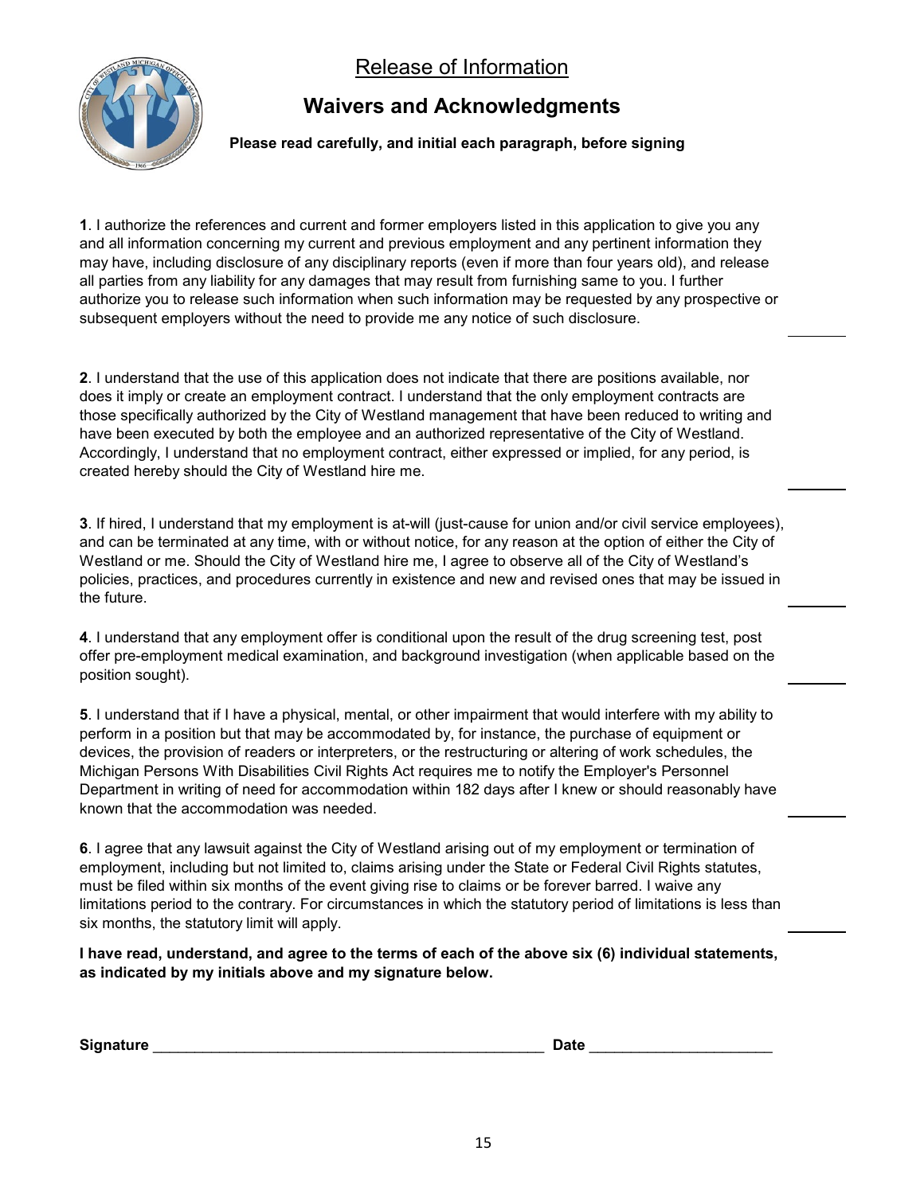# Release of Information

## Waivers and Acknowledgments

**Please read carefully, and initial each paragraph, before signing**

**1**. I authorize the references and current and former employers listed in this application to give you any and all information concerning my current and previous employment and any pertinent information they may have, including disclosure of any disciplinary reports (even if more than four years old), and release all parties from any liability for any damages that may result from furnishing same to you. I further authorize you to release such information when such information may be requested by any prospective or subsequent employers without the need to provide me any notice of such disclosure. _______

**2**. I understand that the use of this application does not indicate that there are positions available, nor does it imply or create an employment contract. I understand that the only employment contracts are those specifically authorized by the City of Westland management that have been reduced to writing and have been executed by both the employee and an authorized representative of the City of Westland. Accordingly, I understand that no employment contract, either expressed or implied, for any period, is created hereby should the City of Westland hire me. _______

**3**. If hired, I understand that my employment is at-will (just-cause for union and/or civil service employees), and can be terminated at any time, with or without notice, for any reason at the option of either the City of Westland or me. Should the City of Westland hire me, I agree to observe all of the City of Westland's policies, practices, and procedures currently in existence and new and revised ones that may be issued in the future. _______

**4**. I understand that any employment offer is conditional upon the result of the drug screening test, post offer pre-employment medical examination, and background investigation (when applicable based on the position sought). _______

**5**. I understand that if I have a physical, mental, or other impairment that would interfere with my ability to perform in a position but that may be accommodated by, for instance, the purchase of equipment or devices, the provision of readers or interpreters, or the restructuring or altering of work schedules, the Michigan Persons With Disabilities Civil Rights Act requires me to notify the Employer's Personnel Department in writing of need for accommodation within 182 days after I knew or should reasonably have known that the accommodation was needed. _______

**6**. I agree that any lawsuit against the City of Westland arising out of my employment or termination of employment, including but not limited to, claims arising under the State or Federal Civil Rights statutes, must be filed within six months of the event giving rise to claims or be forever barred. I waive any limitations period to the contrary. For circumstances in which the statutory period of limitations is less than six months, the statutory limit will apply. _______

**I have read, understand, and agree to the terms of each of the above six (6) individual statements, as indicated by my initials above and my signature below.**

**Signature** ________________________________________________ **Date** _____________________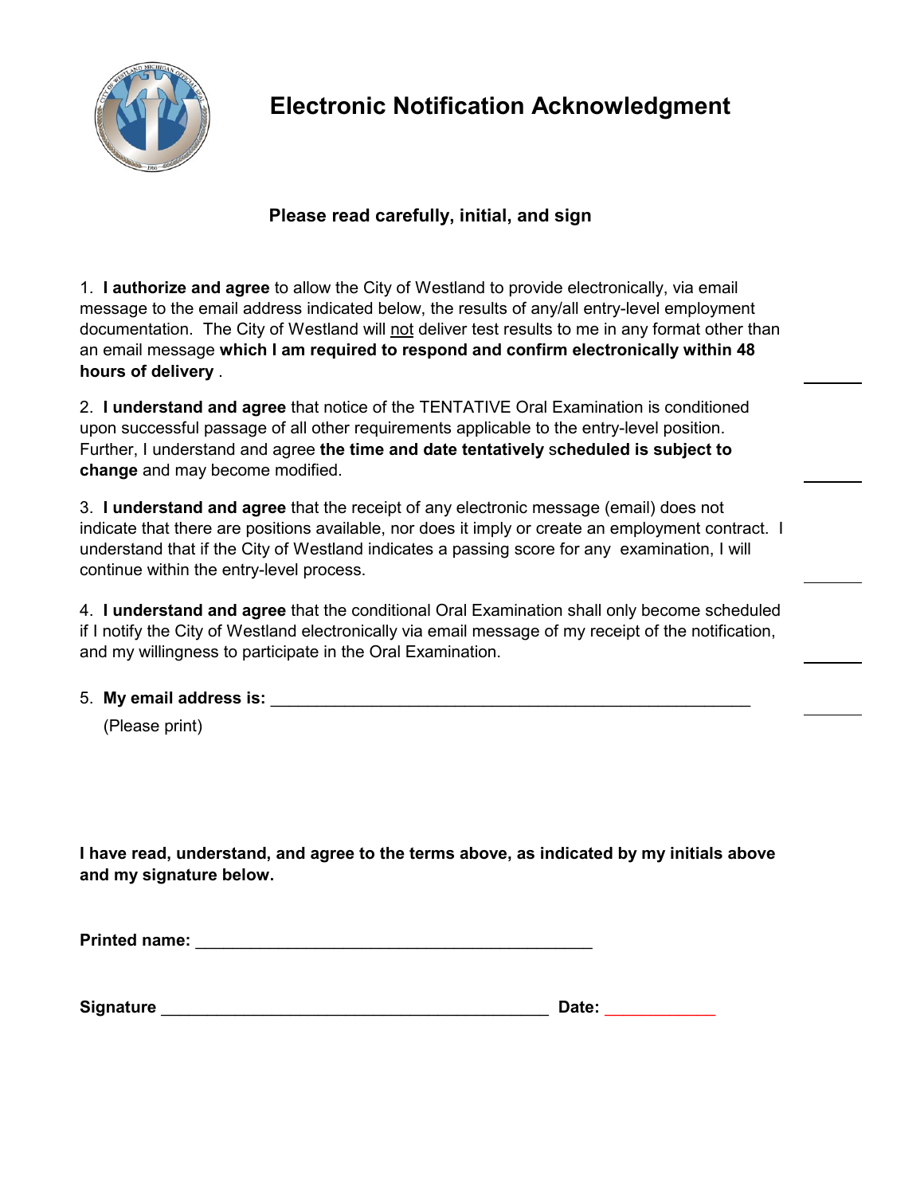# Electronic Notification Acknowledgment

**Please read carefully, initial, and sign**

1. **I authorize and agree** to allow the City of Westland to provide electronically, via email message to the email address indicated below, the results of any/all entry-level employment documentation. The City of Westland will not deliver test results to me in any format other than an email message **which I am required to respond and confirm electronically within 48 hours of delivery** . \_\_\_\_\_\_

2. **I understand and agree** that notice of the TENTATIVE Oral Examination is conditioned upon successful passage of all other requirements applicable to the entry-level position. Further, I understand and agree **the time and date tentatively scheduled is subject to change** and may become modified. \_\_\_\_\_\_

3. **I understand and agree** that the receipt of any electronic message (email) does not indicate that there are positions available, nor does it imply or create an employment contract. I understand that if the City of Westland indicates a passing score for any examination, I will continue within the entry-level process. \_\_\_\_\_\_

4. **I understand and agree** that the conditional Oral Examination shall only become scheduled if I notify the City of Westland electronically via email message of my receipt of the notification, and my willingness to participate in the Oral Examination. \_\_\_\_\_\_

5. **My email address is:** \_\_\_\_\_\_\_\_\_\_\_\_\_\_\_\_\_\_\_\_\_\_\_\_\_\_\_\_\_\_\_\_\_\_\_\_\_\_\_\_\_\_\_\_\_\_\_\_ \_\_\_\_\_\_
   (Please print)

**I have read, understand, and agree to the terms above, as indicated by my initials above and my signature below.**

**Printed name:** \_\_\_\_\_\_\_\_\_\_\_\_\_\_\_\_\_\_\_\_\_\_\_\_\_\_\_\_\_\_\_\_\_\_\_\_\_\_\_\_

**Signature** \_\_\_\_\_\_\_\_\_\_\_\_\_\_\_\_\_\_\_\_\_\_\_\_\_\_\_\_\_\_\_\_\_\_\_\_\_\_\_\_ **Date:** \_\_\_\_\_\_\_\_\_\_